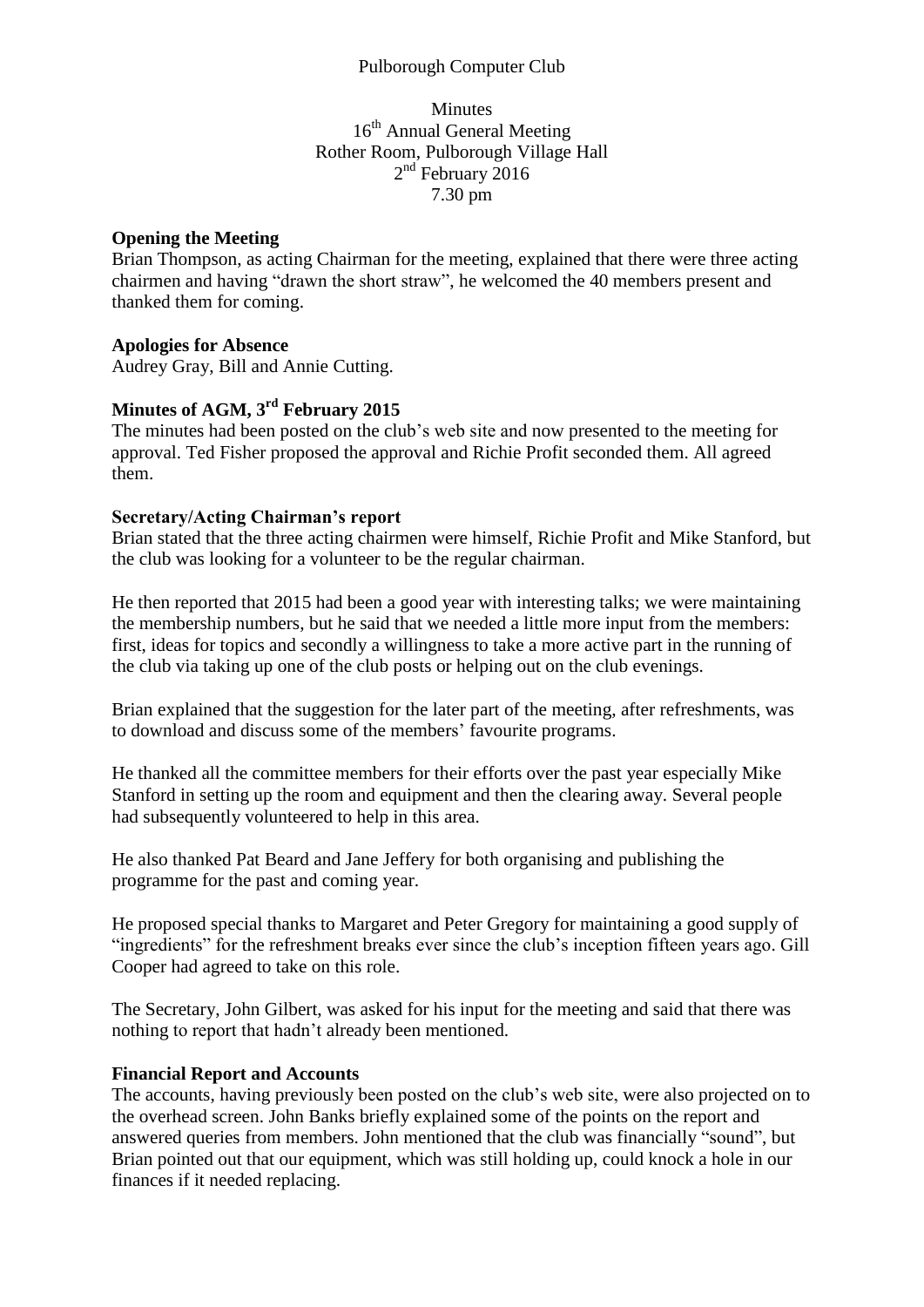Pulborough Computer Club

Minutes
16th Annual General Meeting
Rother Room, Pulborough Village Hall
2nd February 2016
7.30 pm

**Opening the Meeting**
Brian Thompson, as acting Chairman for the meeting, explained that there were three acting chairmen and having "drawn the short straw", he welcomed the 40 members present and thanked them for coming.

**Apologies for Absence**
Audrey Gray, Bill and Annie Cutting.

**Minutes of AGM, 3rd February 2015**
The minutes had been posted on the club's web site and now presented to the meeting for approval. Ted Fisher proposed the approval and Richie Profit seconded them. All agreed them.

**Secretary/Acting Chairman's report**
Brian stated that the three acting chairmen were himself, Richie Profit and Mike Stanford, but the club was looking for a volunteer to be the regular chairman.

He then reported that 2015 had been a good year with interesting talks; we were maintaining the membership numbers, but he said that we needed a little more input from the members: first, ideas for topics and secondly a willingness to take a more active part in the running of the club via taking up one of the club posts or helping out on the club evenings.

Brian explained that the suggestion for the later part of the meeting, after refreshments, was to download and discuss some of the members' favourite programs.

He thanked all the committee members for their efforts over the past year especially Mike Stanford in setting up the room and equipment and then the clearing away. Several people had subsequently volunteered to help in this area.

He also thanked Pat Beard and Jane Jeffery for both organising and publishing the programme for the past and coming year.

He proposed special thanks to Margaret and Peter Gregory for maintaining a good supply of "ingredients" for the refreshment breaks ever since the club's inception fifteen years ago. Gill Cooper had agreed to take on this role.

The Secretary, John Gilbert, was asked for his input for the meeting and said that there was nothing to report that hadn't already been mentioned.

**Financial Report and Accounts**
The accounts, having previously been posted on the club's web site, were also projected on to the overhead screen. John Banks briefly explained some of the points on the report and answered queries from members. John mentioned that the club was financially "sound", but Brian pointed out that our equipment, which was still holding up, could knock a hole in our finances if it needed replacing.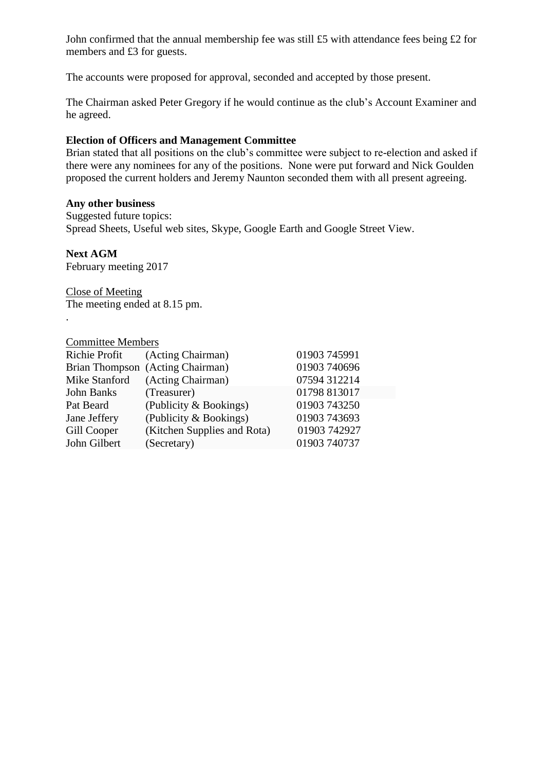John confirmed that the annual membership fee was still £5 with attendance fees being £2 for members and £3 for guests.

The accounts were proposed for approval, seconded and accepted by those present.

The Chairman asked Peter Gregory if he would continue as the club's Account Examiner and he agreed.

**Election of Officers and Management Committee**

Brian stated that all positions on the club's committee were subject to re-election and asked if there were any nominees for any of the positions. None were put forward and Nick Goulden proposed the current holders and Jeremy Naunton seconded them with all present agreeing.

**Any other business**

Suggested future topics:
Spread Sheets, Useful web sites, Skype, Google Earth and Google Street View.

**Next AGM**

February meeting 2017

Close of Meeting

The meeting ended at 8.15 pm.

.

Committee Members

| | | |
|---|---|---|
| Richie Profit | (Acting Chairman) | 01903 745991 |
| Brian Thompson | (Acting Chairman) | 01903 740696 |
| Mike Stanford | (Acting Chairman) | 07594 312214 |
| John Banks | (Treasurer) | 01798 813017 |
| Pat Beard | (Publicity & Bookings) | 01903 743250 |
| Jane Jeffery | (Publicity & Bookings) | 01903 743693 |
| Gill Cooper | (Kitchen Supplies and Rota) | 01903 742927 |
| John Gilbert | (Secretary) | 01903 740737 |